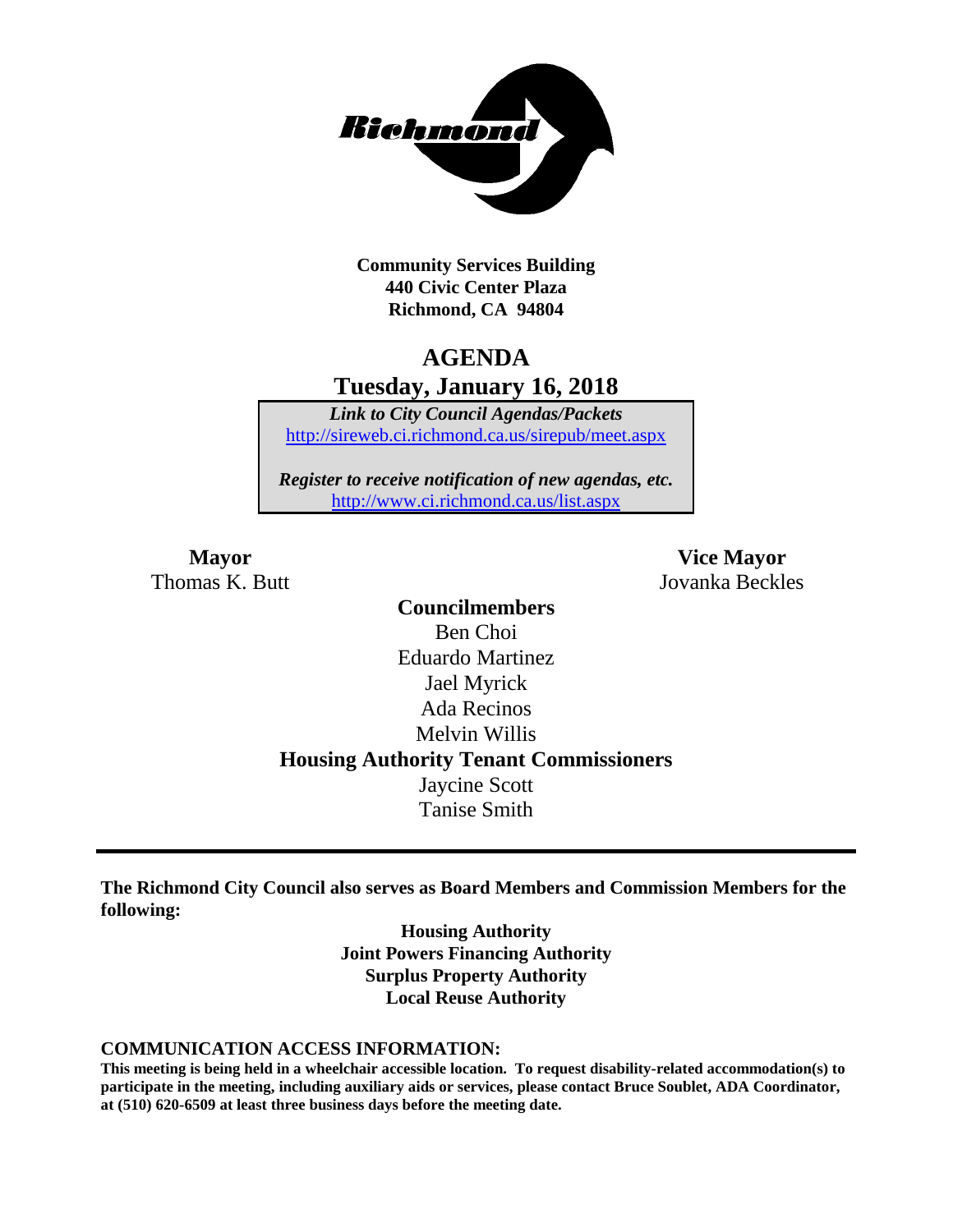Richmond

**Community Services Building**
**440 Civic Center Plaza**
**Richmond, CA 94804**

# AGENDA

## Tuesday, January 16, 2018

***Link to City Council Agendas/Packets***
http://sireweb.ci.richmond.ca.us/sirepub/meet.aspx

***Register to receive notification of new agendas, etc.***
http://www.ci.richmond.ca.us/list.aspx

**Mayor**
Thomas K. Butt

**Vice Mayor**
Jovanka Beckles

**Councilmembers**
Ben Choi
Eduardo Martinez
Jael Myrick
Ada Recinos
Melvin Willis

**Housing Authority Tenant Commissioners**
Jaycine Scott
Tanise Smith

---

**The Richmond City Council also serves as Board Members and Commission Members for the following:**

**Housing Authority**
**Joint Powers Financing Authority**
**Surplus Property Authority**
**Local Reuse Authority**

**COMMUNICATION ACCESS INFORMATION:**
**This meeting is being held in a wheelchair accessible location. To request disability-related accommodation(s) to participate in the meeting, including auxiliary aids or services, please contact Bruce Soublet, ADA Coordinator, at (510) 620-6509 at least three business days before the meeting date.**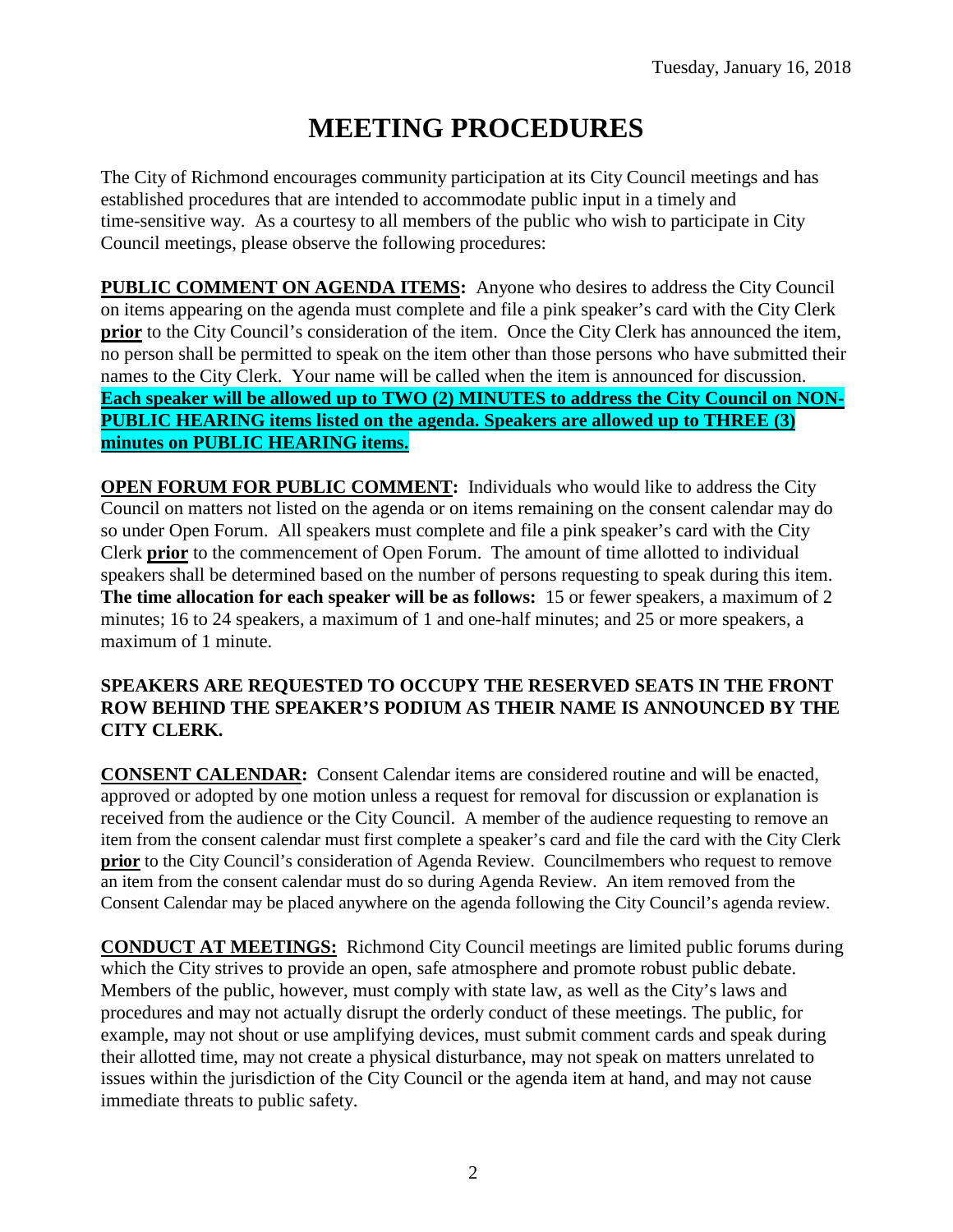# MEETING PROCEDURES

The City of Richmond encourages community participation at its City Council meetings and has established procedures that are intended to accommodate public input in a timely and time-sensitive way. As a courtesy to all members of the public who wish to participate in City Council meetings, please observe the following procedures:

**PUBLIC COMMENT ON AGENDA ITEMS:** Anyone who desires to address the City Council on items appearing on the agenda must complete and file a pink speaker's card with the City Clerk **prior** to the City Council's consideration of the item. Once the City Clerk has announced the item, no person shall be permitted to speak on the item other than those persons who have submitted their names to the City Clerk. Your name will be called when the item is announced for discussion. **Each speaker will be allowed up to TWO (2) MINUTES to address the City Council on NON-PUBLIC HEARING items listed on the agenda. Speakers are allowed up to THREE (3) minutes on PUBLIC HEARING items.**

**OPEN FORUM FOR PUBLIC COMMENT:** Individuals who would like to address the City Council on matters not listed on the agenda or on items remaining on the consent calendar may do so under Open Forum. All speakers must complete and file a pink speaker's card with the City Clerk **prior** to the commencement of Open Forum. The amount of time allotted to individual speakers shall be determined based on the number of persons requesting to speak during this item. **The time allocation for each speaker will be as follows:** 15 or fewer speakers, a maximum of 2 minutes; 16 to 24 speakers, a maximum of 1 and one-half minutes; and 25 or more speakers, a maximum of 1 minute.

**SPEAKERS ARE REQUESTED TO OCCUPY THE RESERVED SEATS IN THE FRONT ROW BEHIND THE SPEAKER'S PODIUM AS THEIR NAME IS ANNOUNCED BY THE CITY CLERK.**

**CONSENT CALENDAR:** Consent Calendar items are considered routine and will be enacted, approved or adopted by one motion unless a request for removal for discussion or explanation is received from the audience or the City Council. A member of the audience requesting to remove an item from the consent calendar must first complete a speaker's card and file the card with the City Clerk **prior** to the City Council's consideration of Agenda Review. Councilmembers who request to remove an item from the consent calendar must do so during Agenda Review. An item removed from the Consent Calendar may be placed anywhere on the agenda following the City Council's agenda review.

**CONDUCT AT MEETINGS:** Richmond City Council meetings are limited public forums during which the City strives to provide an open, safe atmosphere and promote robust public debate. Members of the public, however, must comply with state law, as well as the City's laws and procedures and may not actually disrupt the orderly conduct of these meetings. The public, for example, may not shout or use amplifying devices, must submit comment cards and speak during their allotted time, may not create a physical disturbance, may not speak on matters unrelated to issues within the jurisdiction of the City Council or the agenda item at hand, and may not cause immediate threats to public safety.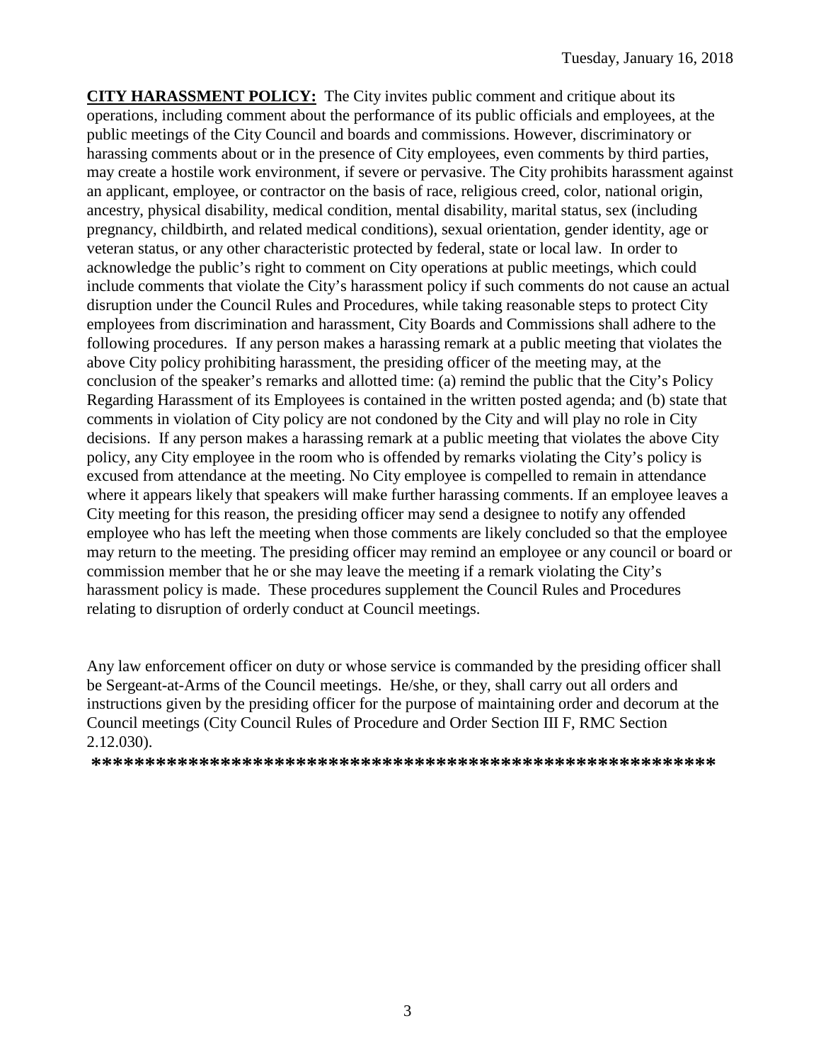Tuesday, January 16, 2018

**CITY HARASSMENT POLICY:** The City invites public comment and critique about its operations, including comment about the performance of its public officials and employees, at the public meetings of the City Council and boards and commissions. However, discriminatory or harassing comments about or in the presence of City employees, even comments by third parties, may create a hostile work environment, if severe or pervasive. The City prohibits harassment against an applicant, employee, or contractor on the basis of race, religious creed, color, national origin, ancestry, physical disability, medical condition, mental disability, marital status, sex (including pregnancy, childbirth, and related medical conditions), sexual orientation, gender identity, age or veteran status, or any other characteristic protected by federal, state or local law. In order to acknowledge the public's right to comment on City operations at public meetings, which could include comments that violate the City's harassment policy if such comments do not cause an actual disruption under the Council Rules and Procedures, while taking reasonable steps to protect City employees from discrimination and harassment, City Boards and Commissions shall adhere to the following procedures. If any person makes a harassing remark at a public meeting that violates the above City policy prohibiting harassment, the presiding officer of the meeting may, at the conclusion of the speaker's remarks and allotted time: (a) remind the public that the City's Policy Regarding Harassment of its Employees is contained in the written posted agenda; and (b) state that comments in violation of City policy are not condoned by the City and will play no role in City decisions. If any person makes a harassing remark at a public meeting that violates the above City policy, any City employee in the room who is offended by remarks violating the City's policy is excused from attendance at the meeting. No City employee is compelled to remain in attendance where it appears likely that speakers will make further harassing comments. If an employee leaves a City meeting for this reason, the presiding officer may send a designee to notify any offended employee who has left the meeting when those comments are likely concluded so that the employee may return to the meeting. The presiding officer may remind an employee or any council or board or commission member that he or she may leave the meeting if a remark violating the City's harassment policy is made. These procedures supplement the Council Rules and Procedures relating to disruption of orderly conduct at Council meetings.

Any law enforcement officer on duty or whose service is commanded by the presiding officer shall be Sergeant-at-Arms of the Council meetings. He/she, or they, shall carry out all orders and instructions given by the presiding officer for the purpose of maintaining order and decorum at the Council meetings (City Council Rules of Procedure and Order Section III F, RMC Section 2.12.030).

**********************************************************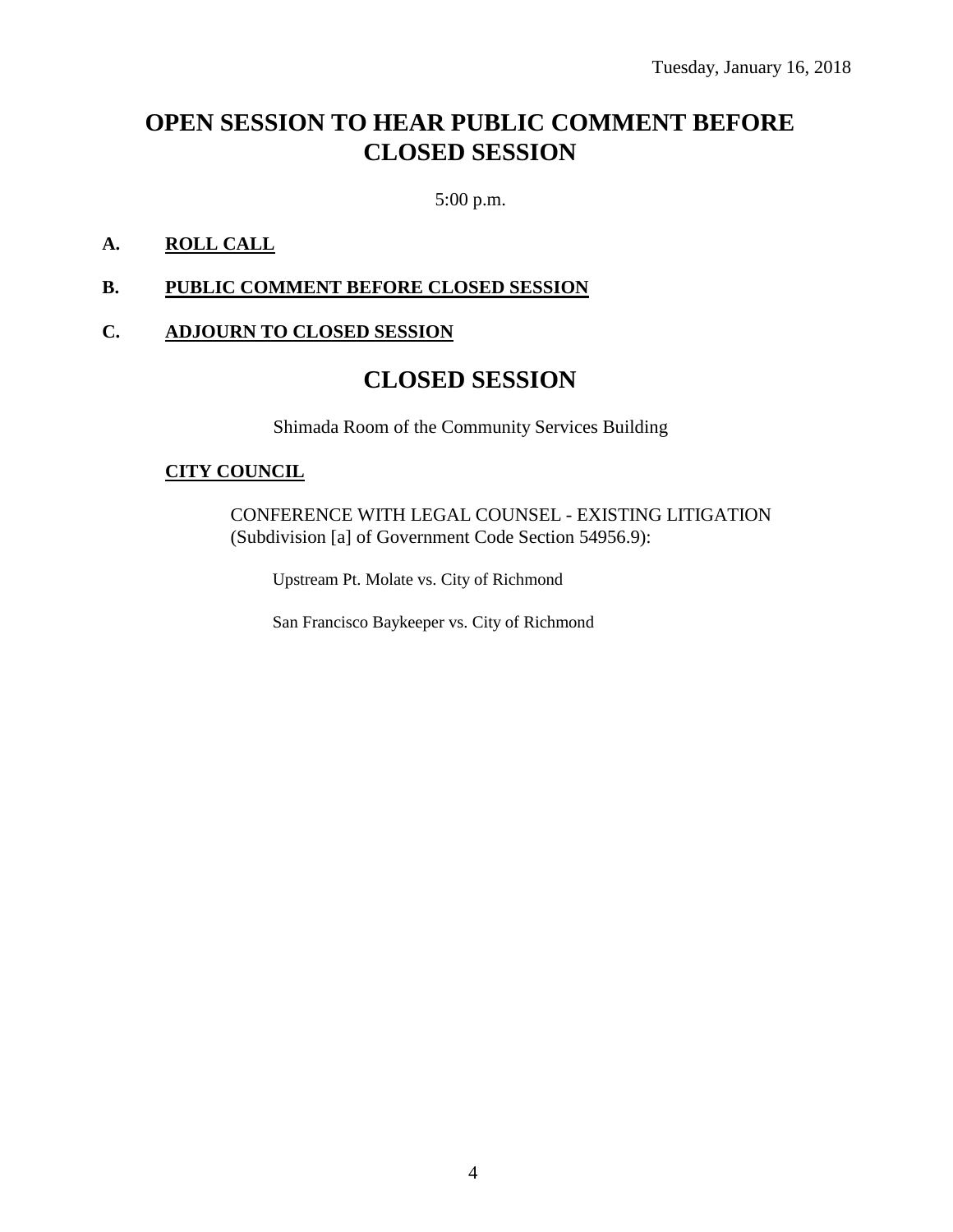Tuesday, January 16, 2018

# OPEN SESSION TO HEAR PUBLIC COMMENT BEFORE CLOSED SESSION

5:00 p.m.

**A. ROLL CALL**

**B. PUBLIC COMMENT BEFORE CLOSED SESSION**

**C. ADJOURN TO CLOSED SESSION**

# CLOSED SESSION

Shimada Room of the Community Services Building

**CITY COUNCIL**

CONFERENCE WITH LEGAL COUNSEL - EXISTING LITIGATION (Subdivision [a] of Government Code Section 54956.9):

Upstream Pt. Molate vs. City of Richmond

San Francisco Baykeeper vs. City of Richmond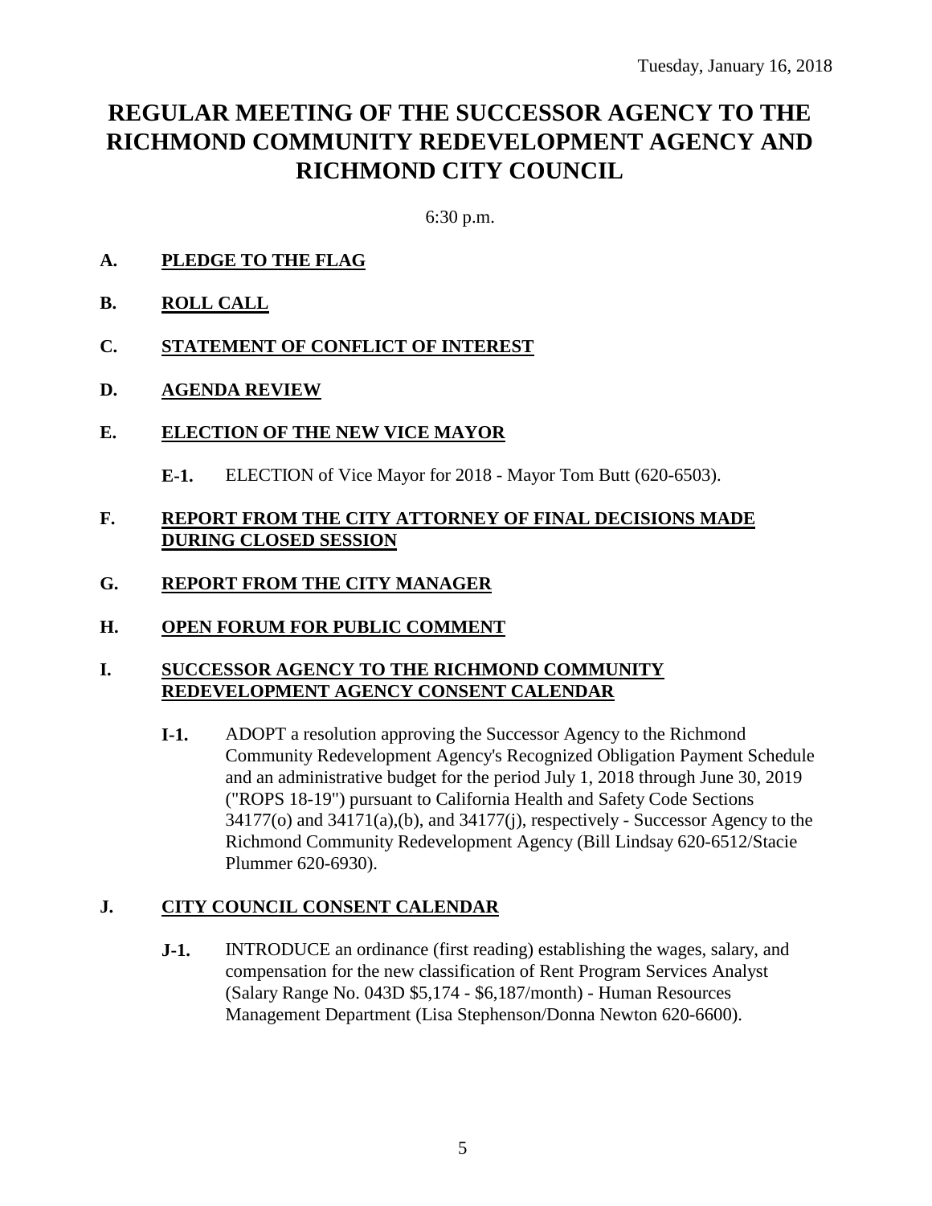Tuesday, January 16, 2018

# REGULAR MEETING OF THE SUCCESSOR AGENCY TO THE RICHMOND COMMUNITY REDEVELOPMENT AGENCY AND RICHMOND CITY COUNCIL

6:30 p.m.

**A. PLEDGE TO THE FLAG**

**B. ROLL CALL**

**C. STATEMENT OF CONFLICT OF INTEREST**

**D. AGENDA REVIEW**

**E. ELECTION OF THE NEW VICE MAYOR**

**E-1.** ELECTION of Vice Mayor for 2018 - Mayor Tom Butt (620-6503).

**F. REPORT FROM THE CITY ATTORNEY OF FINAL DECISIONS MADE DURING CLOSED SESSION**

**G. REPORT FROM THE CITY MANAGER**

**H. OPEN FORUM FOR PUBLIC COMMENT**

**I. SUCCESSOR AGENCY TO THE RICHMOND COMMUNITY REDEVELOPMENT AGENCY CONSENT CALENDAR**

**I-1.** ADOPT a resolution approving the Successor Agency to the Richmond Community Redevelopment Agency's Recognized Obligation Payment Schedule and an administrative budget for the period July 1, 2018 through June 30, 2019 ("ROPS 18-19") pursuant to California Health and Safety Code Sections 34177(o) and 34171(a),(b), and 34177(j), respectively - Successor Agency to the Richmond Community Redevelopment Agency (Bill Lindsay 620-6512/Stacie Plummer 620-6930).

**J. CITY COUNCIL CONSENT CALENDAR**

**J-1.** INTRODUCE an ordinance (first reading) establishing the wages, salary, and compensation for the new classification of Rent Program Services Analyst (Salary Range No. 043D $5,174 - $6,187/month) - Human Resources Management Department (Lisa Stephenson/Donna Newton 620-6600).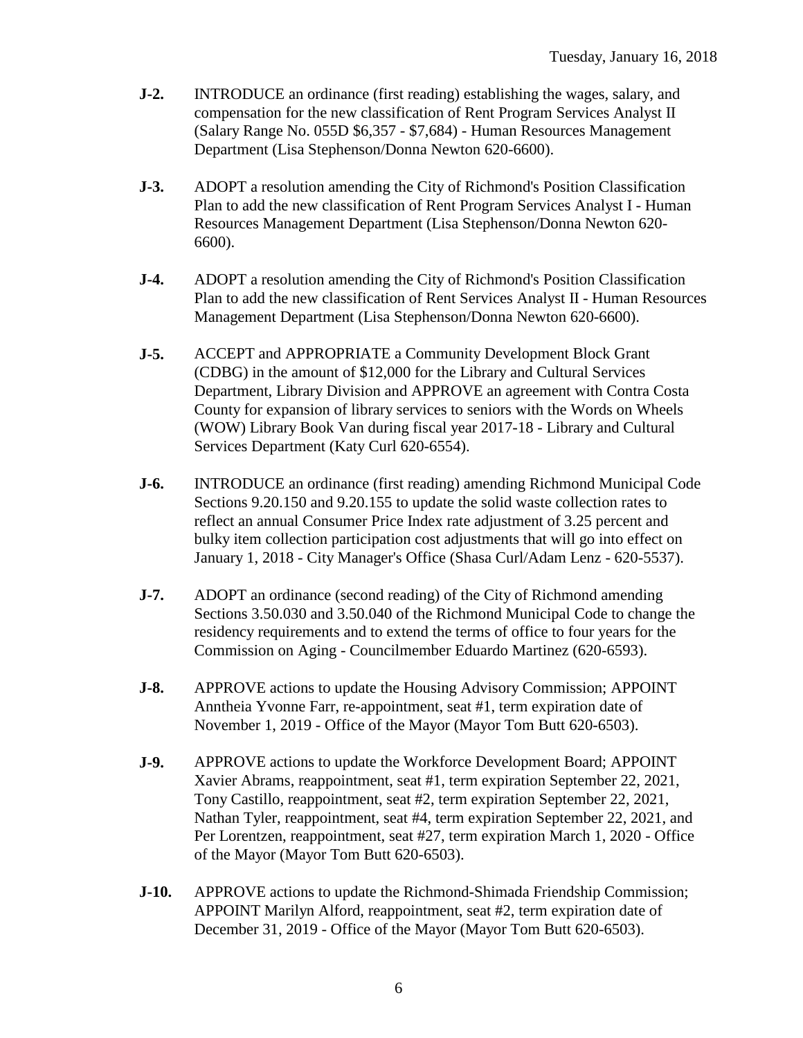**J-2.** INTRODUCE an ordinance (first reading) establishing the wages, salary, and compensation for the new classification of Rent Program Services Analyst II (Salary Range No. 055D $6,357 - $7,684) - Human Resources Management Department (Lisa Stephenson/Donna Newton 620-6600).

**J-3.** ADOPT a resolution amending the City of Richmond's Position Classification Plan to add the new classification of Rent Program Services Analyst I - Human Resources Management Department (Lisa Stephenson/Donna Newton 620-6600).

**J-4.** ADOPT a resolution amending the City of Richmond's Position Classification Plan to add the new classification of Rent Services Analyst II - Human Resources Management Department (Lisa Stephenson/Donna Newton 620-6600).

**J-5.** ACCEPT and APPROPRIATE a Community Development Block Grant (CDBG) in the amount of $12,000 for the Library and Cultural Services Department, Library Division and APPROVE an agreement with Contra Costa County for expansion of library services to seniors with the Words on Wheels (WOW) Library Book Van during fiscal year 2017-18 - Library and Cultural Services Department (Katy Curl 620-6554).

**J-6.** INTRODUCE an ordinance (first reading) amending Richmond Municipal Code Sections 9.20.150 and 9.20.155 to update the solid waste collection rates to reflect an annual Consumer Price Index rate adjustment of 3.25 percent and bulky item collection participation cost adjustments that will go into effect on January 1, 2018 - City Manager's Office (Shasa Curl/Adam Lenz - 620-5537).

**J-7.** ADOPT an ordinance (second reading) of the City of Richmond amending Sections 3.50.030 and 3.50.040 of the Richmond Municipal Code to change the residency requirements and to extend the terms of office to four years for the Commission on Aging - Councilmember Eduardo Martinez (620-6593).

**J-8.** APPROVE actions to update the Housing Advisory Commission; APPOINT Anntheia Yvonne Farr, re-appointment, seat #1, term expiration date of November 1, 2019 - Office of the Mayor (Mayor Tom Butt 620-6503).

**J-9.** APPROVE actions to update the Workforce Development Board; APPOINT Xavier Abrams, reappointment, seat #1, term expiration September 22, 2021, Tony Castillo, reappointment, seat #2, term expiration September 22, 2021, Nathan Tyler, reappointment, seat #4, term expiration September 22, 2021, and Per Lorentzen, reappointment, seat #27, term expiration March 1, 2020 - Office of the Mayor (Mayor Tom Butt 620-6503).

**J-10.** APPROVE actions to update the Richmond-Shimada Friendship Commission; APPOINT Marilyn Alford, reappointment, seat #2, term expiration date of December 31, 2019 - Office of the Mayor (Mayor Tom Butt 620-6503).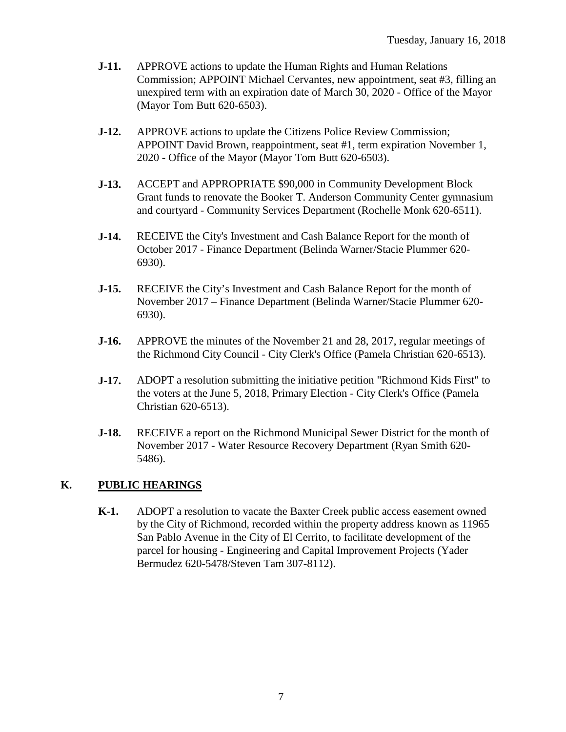- **J-11.** APPROVE actions to update the Human Rights and Human Relations Commission; APPOINT Michael Cervantes, new appointment, seat #3, filling an unexpired term with an expiration date of March 30, 2020 - Office of the Mayor (Mayor Tom Butt 620-6503).

- **J-12.** APPROVE actions to update the Citizens Police Review Commission; APPOINT David Brown, reappointment, seat #1, term expiration November 1, 2020 - Office of the Mayor (Mayor Tom Butt 620-6503).

- **J-13.** ACCEPT and APPROPRIATE $90,000 in Community Development Block Grant funds to renovate the Booker T. Anderson Community Center gymnasium and courtyard - Community Services Department (Rochelle Monk 620-6511).

- **J-14.** RECEIVE the City's Investment and Cash Balance Report for the month of October 2017 - Finance Department (Belinda Warner/Stacie Plummer 620-6930).

- **J-15.** RECEIVE the City’s Investment and Cash Balance Report for the month of November 2017 – Finance Department (Belinda Warner/Stacie Plummer 620-6930).

- **J-16.** APPROVE the minutes of the November 21 and 28, 2017, regular meetings of the Richmond City Council - City Clerk's Office (Pamela Christian 620-6513).

- **J-17.** ADOPT a resolution submitting the initiative petition "Richmond Kids First" to the voters at the June 5, 2018, Primary Election - City Clerk's Office (Pamela Christian 620-6513).

- **J-18.** RECEIVE a report on the Richmond Municipal Sewer District for the month of November 2017 - Water Resource Recovery Department (Ryan Smith 620-5486).

## K. PUBLIC HEARINGS

- **K-1.** ADOPT a resolution to vacate the Baxter Creek public access easement owned by the City of Richmond, recorded within the property address known as 11965 San Pablo Avenue in the City of El Cerrito, to facilitate development of the parcel for housing - Engineering and Capital Improvement Projects (Yader Bermudez 620-5478/Steven Tam 307-8112).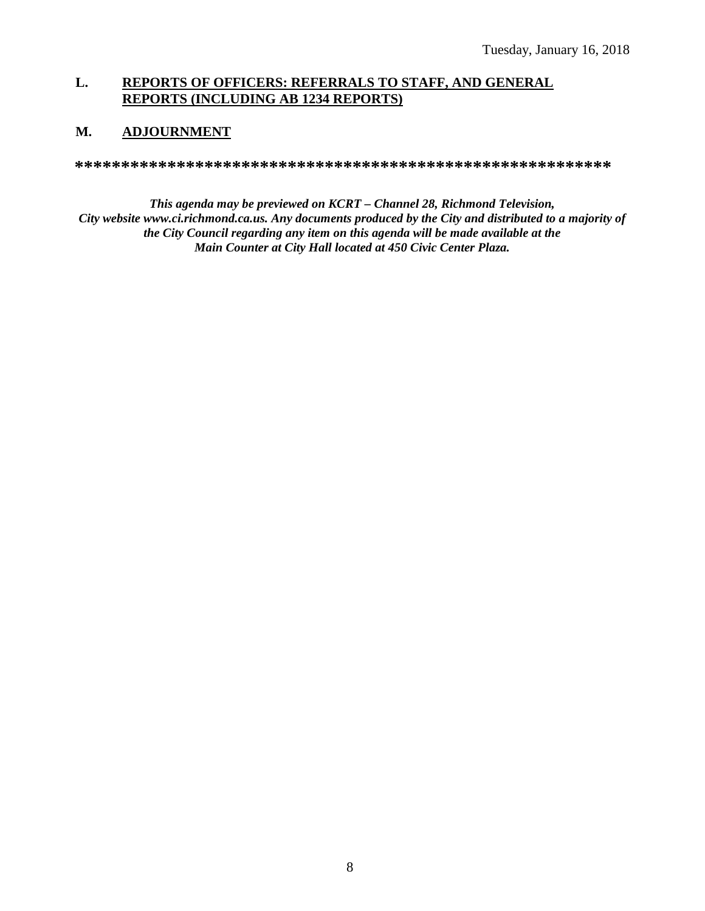## L. REPORTS OF OFFICERS: REFERRALS TO STAFF, AND GENERAL REPORTS (INCLUDING AB 1234 REPORTS)

## M. ADJOURNMENT

**********************************************************

***This agenda may be previewed on KCRT – Channel 28, Richmond Television, City website www.ci.richmond.ca.us. Any documents produced by the City and distributed to a majority of the City Council regarding any item on this agenda will be made available at the Main Counter at City Hall located at 450 Civic Center Plaza.***